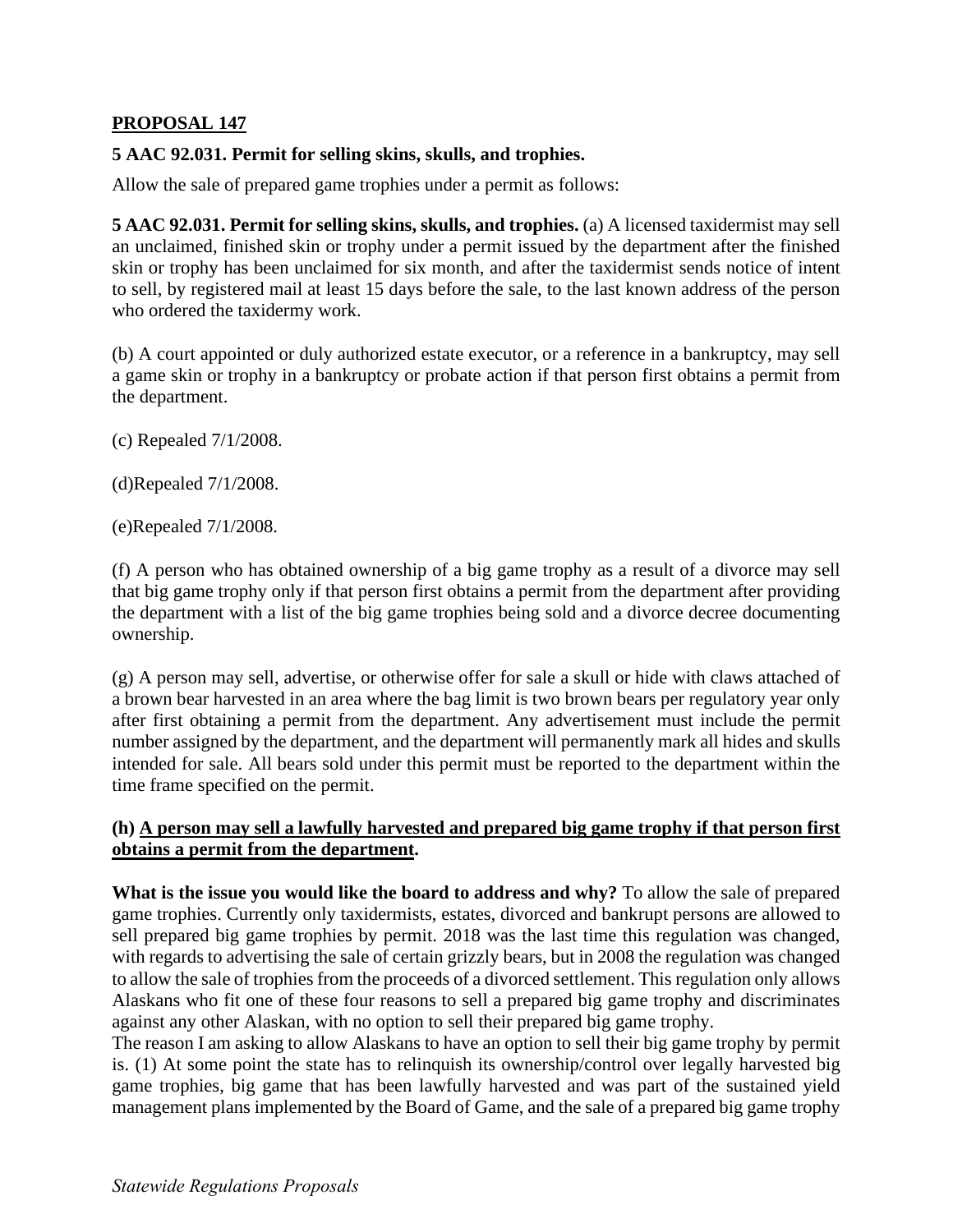**<u>PROPOSAL 147</u>**

**5 AAC 92.031. Permit for selling skins, skulls, and trophies.**

Allow the sale of prepared game trophies under a permit as follows:

**5 AAC 92.031. Permit for selling skins, skulls, and trophies.** (a) A licensed taxidermist may sell an unclaimed, finished skin or trophy under a permit issued by the department after the finished skin or trophy has been unclaimed for six month, and after the taxidermist sends notice of intent to sell, by registered mail at least 15 days before the sale, to the last known address of the person who ordered the taxidermy work.

(b) A court appointed or duly authorized estate executor, or a reference in a bankruptcy, may sell a game skin or trophy in a bankruptcy or probate action if that person first obtains a permit from the department.

(c) Repealed 7/1/2008.

(d)Repealed 7/1/2008.

(e)Repealed 7/1/2008.

(f) A person who has obtained ownership of a big game trophy as a result of a divorce may sell that big game trophy only if that person first obtains a permit from the department after providing the department with a list of the big game trophies being sold and a divorce decree documenting ownership.

(g) A person may sell, advertise, or otherwise offer for sale a skull or hide with claws attached of a brown bear harvested in an area where the bag limit is two brown bears per regulatory year only after first obtaining a permit from the department. Any advertisement must include the permit number assigned by the department, and the department will permanently mark all hides and skulls intended for sale. All bears sold under this permit must be reported to the department within the time frame specified on the permit.

**(h) <u>A person may sell a lawfully harvested and prepared big game trophy if that person first obtains a permit from the department</u>.**

**What is the issue you would like the board to address and why?** To allow the sale of prepared game trophies. Currently only taxidermists, estates, divorced and bankrupt persons are allowed to sell prepared big game trophies by permit. 2018 was the last time this regulation was changed, with regards to advertising the sale of certain grizzly bears, but in 2008 the regulation was changed to allow the sale of trophies from the proceeds of a divorced settlement. This regulation only allows Alaskans who fit one of these four reasons to sell a prepared big game trophy and discriminates against any other Alaskan, with no option to sell their prepared big game trophy.

The reason I am asking to allow Alaskans to have an option to sell their big game trophy by permit is. (1) At some point the state has to relinquish its ownership/control over legally harvested big game trophies, big game that has been lawfully harvested and was part of the sustained yield management plans implemented by the Board of Game, and the sale of a prepared big game trophy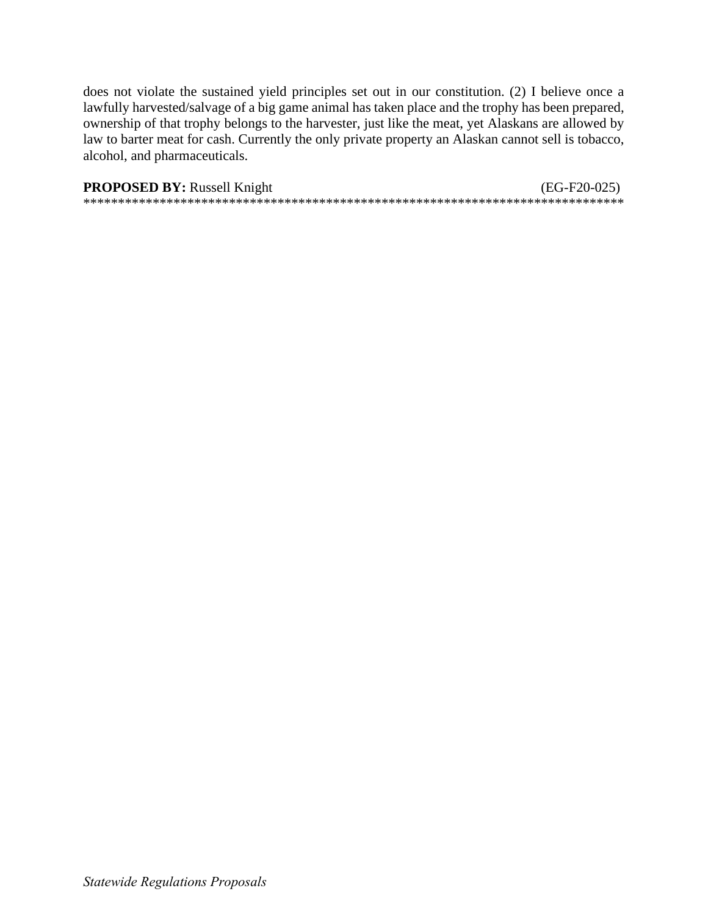does not violate the sustained yield principles set out in our constitution. (2) I believe once a lawfully harvested/salvage of a big game animal has taken place and the trophy has been prepared, ownership of that trophy belongs to the harvester, just like the meat, yet Alaskans are allowed by law to barter meat for cash. Currently the only private property an Alaskan cannot sell is tobacco, alcohol, and pharmaceuticals.

**PROPOSED BY:** Russell Knight (EG-F20-025)

******************************************************************************